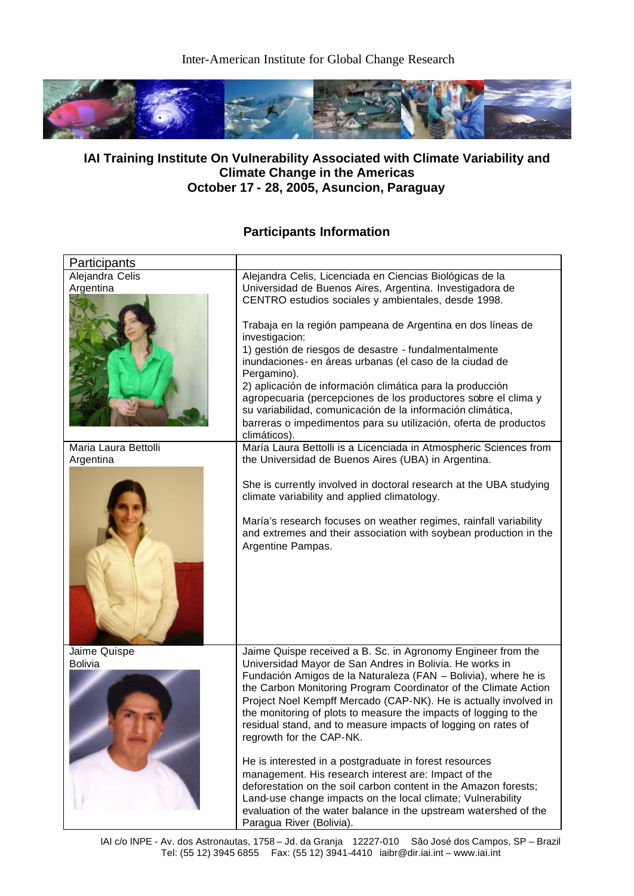Inter-American Institute for Global Change Research

## IAI Training Institute On Vulnerability Associated with Climate Variability and Climate Change in the Americas
## October 17 - 28, 2005, Asuncion, Paraguay

### Participants Information

| Participants | |
| --- | --- |
| Alejandra Celis<br>Argentina | Alejandra Celis, Licenciada en Ciencias Biológicas de la Universidad de Buenos Aires, Argentina. Investigadora de CENTRO estudios sociales y ambientales, desde 1998.<br><br>Trabaja en la región pampeana de Argentina en dos líneas de investigacion:<br>1) gestión de riesgos de desastre - fundalmentalmente inundaciones- en áreas urbanas (el caso de la ciudad de Pergamino).<br>2) aplicación de información climática para la producción agropecuaria (percepciones de los productores sobre el clima y su variabilidad, comunicación de la información climática, barreras o impedimentos para su utilización, oferta de productos climáticos). |
| Maria Laura Bettolli<br>Argentina | María Laura Bettolli is a Licenciada in Atmospheric Sciences from the Universidad de Buenos Aires (UBA) in Argentina.<br><br>She is currently involved in doctoral research at the UBA studying climate variability and applied climatology.<br><br>María's research focuses on weather regimes, rainfall variability and extremes and their association with soybean production in the Argentine Pampas. |
| Jaime Quispe<br>Bolivia | Jaime Quispe received a B. Sc. in Agronomy Engineer from the Universidad Mayor de San Andres in Bolivia. He works in Fundación Amigos de la Naturaleza (FAN – Bolivia), where he is the Carbon Monitoring Program Coordinator of the Climate Action Project Noel Kempff Mercado (CAP-NK). He is actually involved in the monitoring of plots to measure the impacts of logging to the residual stand, and to measure impacts of logging on rates of regrowth for the CAP-NK.<br><br>He is interested in a postgraduate in forest resources management. His research interest are: Impact of the deforestation on the soil carbon content in the Amazon forests; Land-use change impacts on the local climate; Vulnerability evaluation of the water balance in the upstream watershed of the Paragua River (Bolivia). |

IAI c/o INPE - Av. dos Astronautas, 1758 – Jd. da Granja 12227-010 São José dos Campos, SP – Brazil
Tel: (55 12) 3945 6855 Fax: (55 12) 3941-4410 iaibr@dir.iai.int – www.iai.int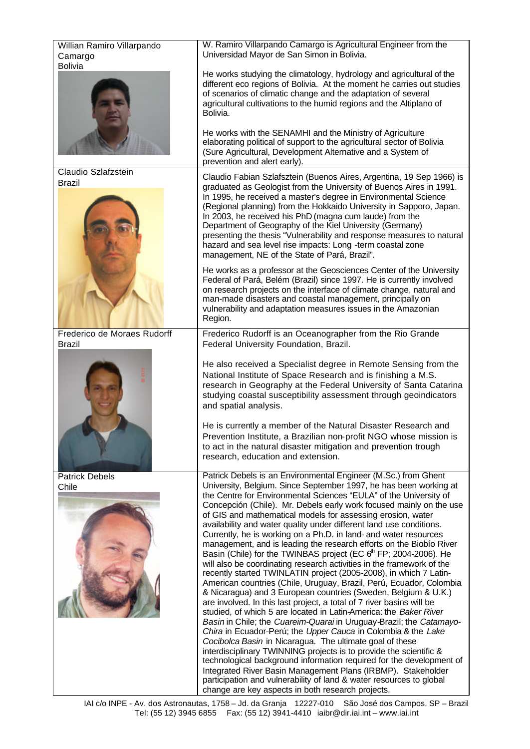| | |
|---|---|
| Willian Ramiro Villarpando Camargo<br>Bolivia | W. Ramiro Villarpando Camargo is Agricultural Engineer from the Universidad Mayor de San Simon in Bolivia.<br><br>He works studying the climatology, hydrology and agricultural of the different eco regions of Bolivia. At the moment he carries out studies of scenarios of climatic change and the adaptation of several agricultural cultivations to the humid regions and the Altiplano of Bolivia.<br><br>He works with the SENAMHI and the Ministry of Agriculture elaborating political of support to the agricultural sector of Bolivia (Sure Agricultural, Development Alternative and a System of prevention and alert early). |
| Claudio Szlafzstein<br>Brazil | Claudio Fabian Szlafsztein (Buenos Aires, Argentina, 19 Sep 1966) is graduated as Geologist from the University of Buenos Aires in 1991. In 1995, he received a master's degree in Environmental Science (Regional planning) from the Hokkaido University in Sapporo, Japan. In 2003, he received his PhD (magna cum laude) from the Department of Geography of the Kiel University (Germany) presenting the thesis "Vulnerability and response measures to natural hazard and sea level rise impacts: Long -term coastal zone management, NE of the State of Pará, Brazil".<br><br>He works as a professor at the Geosciences Center of the University Federal of Pará, Belém (Brazil) since 1997. He is currently involved on research projects on the interface of climate change, natural and man-made disasters and coastal management, principally on vulnerability and adaptation measures issues in the Amazonian Region. |
| Frederico de Moraes Rudorff<br>Brazil | Frederico Rudorff is an Oceanographer from the Rio Grande Federal University Foundation, Brazil.<br><br>He also received a Specialist degree in Remote Sensing from the National Institute of Space Research and is finishing a M.S. research in Geography at the Federal University of Santa Catarina studying coastal susceptibility assessment through geoindicators and spatial analysis.<br><br>He is currently a member of the Natural Disaster Research and Prevention Institute, a Brazilian non-profit NGO whose mission is to act in the natural disaster mitigation and prevention trough research, education and extension. |
| Patrick Debels<br>Chile | Patrick Debels is an Environmental Engineer (M.Sc.) from Ghent University, Belgium. Since September 1997, he has been working at the Centre for Environmental Sciences "EULA" of the University of Concepción (Chile). Mr. Debels early work focused mainly on the use of GIS and mathematical models for assessing erosion, water availability and water quality under different land use conditions. Currently, he is working on a Ph.D. in land- and water resources management, and is leading the research efforts on the Biobío River Basin (Chile) for the TWINBAS project (EC 6th FP; 2004-2006). He will also be coordinating research activities in the framework of the recently started TWINLATIN project (2005-2008), in which 7 Latin-American countries (Chile, Uruguay, Brazil, Perú, Ecuador, Colombia & Nicaragua) and 3 European countries (Sweden, Belgium & U.K.) are involved. In this last project, a total of 7 river basins will be studied, of which 5 are located in Latin-America: the *Baker River Basin* in Chile; the *Cuareim-Quarai* in Uruguay-Brazil; the *Catamayo-Chira* in Ecuador-Perú; the *Upper Cauca* in Colombia & the *Lake Cocibolca Basin* in Nicaragua. The ultimate goal of these interdisciplinary TWINNING projects is to provide the scientific & technological background information required for the development of Integrated River Basin Management Plans (IRBMP). Stakeholder participation and vulnerability of land & water resources to global change are key aspects in both research projects. |

IAI c/o INPE - Av. dos Astronautas, 1758 – Jd. da Granja 12227-010 São José dos Campos, SP – Brazil
Tel: (55 12) 3945 6855 Fax: (55 12) 3941-4410 iaibr@dir.iai.int – www.iai.int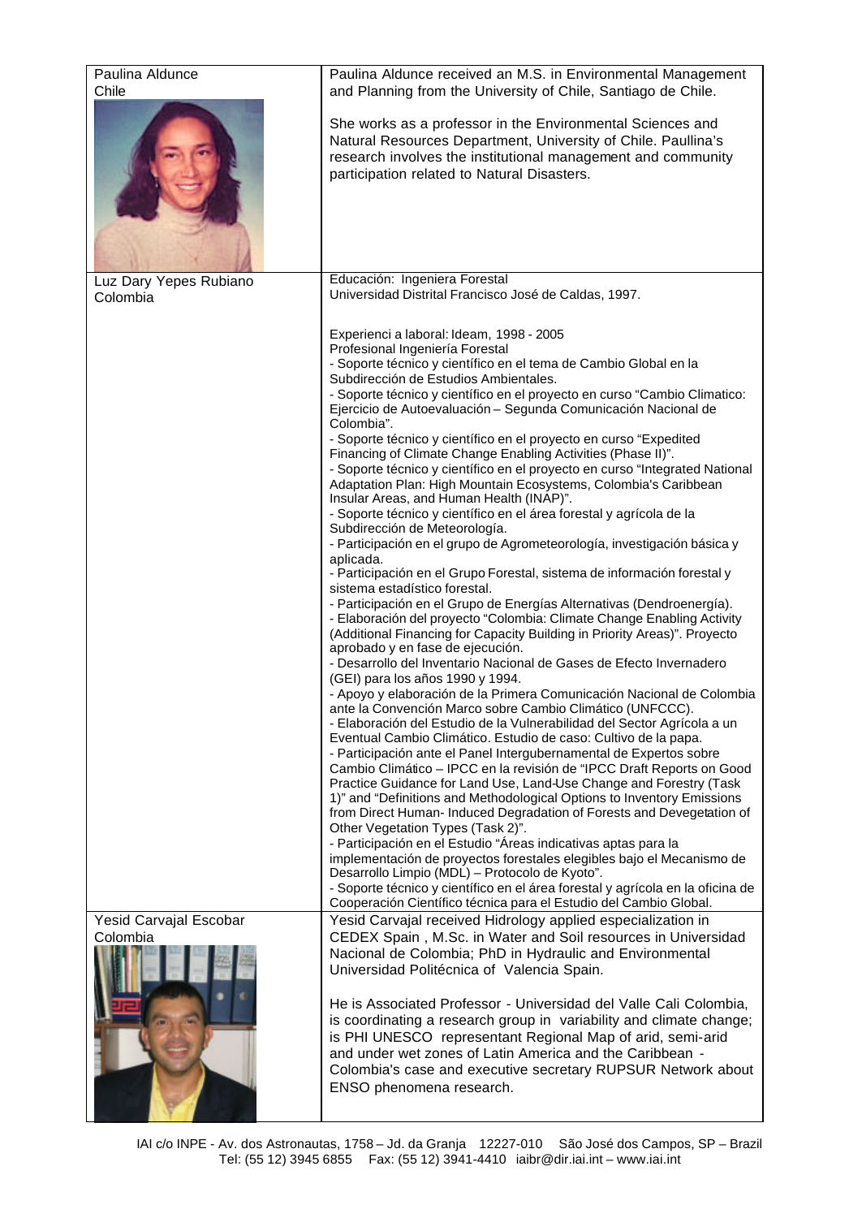| | |
|---|---|
| Paulina Aldunce<br>Chile | Paulina Aldunce received an M.S. in Environmental Management and Planning from the University of Chile, Santiago de Chile.<br><br>She works as a professor in the Environmental Sciences and Natural Resources Department, University of Chile. Paullina's research involves the institutional management and community participation related to Natural Disasters. |
| Luz Dary Yepes Rubiano<br>Colombia | Educación: Ingeniera Forestal<br>Universidad Distrital Francisco José de Caldas, 1997.<br><br>Experienci a laboral: Ideam, 1998 - 2005<br>Profesional Ingeniería Forestal<br>- Soporte técnico y científico en el tema de Cambio Global en la Subdirección de Estudios Ambientales.<br>- Soporte técnico y científico en el proyecto en curso "Cambio Climatico: Ejercicio de Autoevaluación – Segunda Comunicación Nacional de Colombia".<br>- Soporte técnico y científico en el proyecto en curso "Expedited Financing of Climate Change Enabling Activities (Phase II)".<br>- Soporte técnico y científico en el proyecto en curso "Integrated National Adaptation Plan: High Mountain Ecosystems, Colombia's Caribbean Insular Areas, and Human Health (INAP)".<br>- Soporte técnico y científico en el área forestal y agrícola de la Subdirección de Meteorología.<br>- Participación en el grupo de Agrometeorología, investigación básica y aplicada.<br>- Participación en el Grupo Forestal, sistema de información forestal y sistema estadístico forestal.<br>- Participación en el Grupo de Energías Alternativas (Dendroenergía).<br>- Elaboración del proyecto "Colombia: Climate Change Enabling Activity (Additional Financing for Capacity Building in Priority Areas)". Proyecto aprobado y en fase de ejecución.<br>- Desarrollo del Inventario Nacional de Gases de Efecto Invernadero (GEI) para los años 1990 y 1994.<br>- Apoyo y elaboración de la Primera Comunicación Nacional de Colombia ante la Convención Marco sobre Cambio Climático (UNFCCC).<br>- Elaboración del Estudio de la Vulnerabilidad del Sector Agrícola a un Eventual Cambio Climático. Estudio de caso: Cultivo de la papa.<br>- Participación ante el Panel Intergubernamental de Expertos sobre Cambio Climático – IPCC en la revisión de "IPCC Draft Reports on Good Practice Guidance for Land Use, Land-Use Change and Forestry (Task 1)" and "Definitions and Methodological Options to Inventory Emissions from Direct Human- Induced Degradation of Forests and Devegetation of Other Vegetation Types (Task 2)".<br>- Participación en el Estudio "Áreas indicativas aptas para la implementación de proyectos forestales elegibles bajo el Mecanismo de Desarrollo Limpio (MDL) – Protocolo de Kyoto".<br>- Soporte técnico y científico en el área forestal y agrícola en la oficina de Cooperación Científico técnica para el Estudio del Cambio Global. |
| Yesid Carvajal Escobar<br>Colombia | Yesid Carvajal received Hidrology applied especialization in CEDEX Spain , M.Sc. in Water and Soil resources in Universidad Nacional de Colombia; PhD in Hydraulic and Environmental Universidad Politécnica of Valencia Spain.<br><br>He is Associated Professor - Universidad del Valle Cali Colombia, is coordinating a research group in variability and climate change; is PHI UNESCO representant Regional Map of arid, semi-arid and under wet zones of Latin America and the Caribbean - Colombia's case and executive secretary RUPSUR Network about ENSO phenomena research. |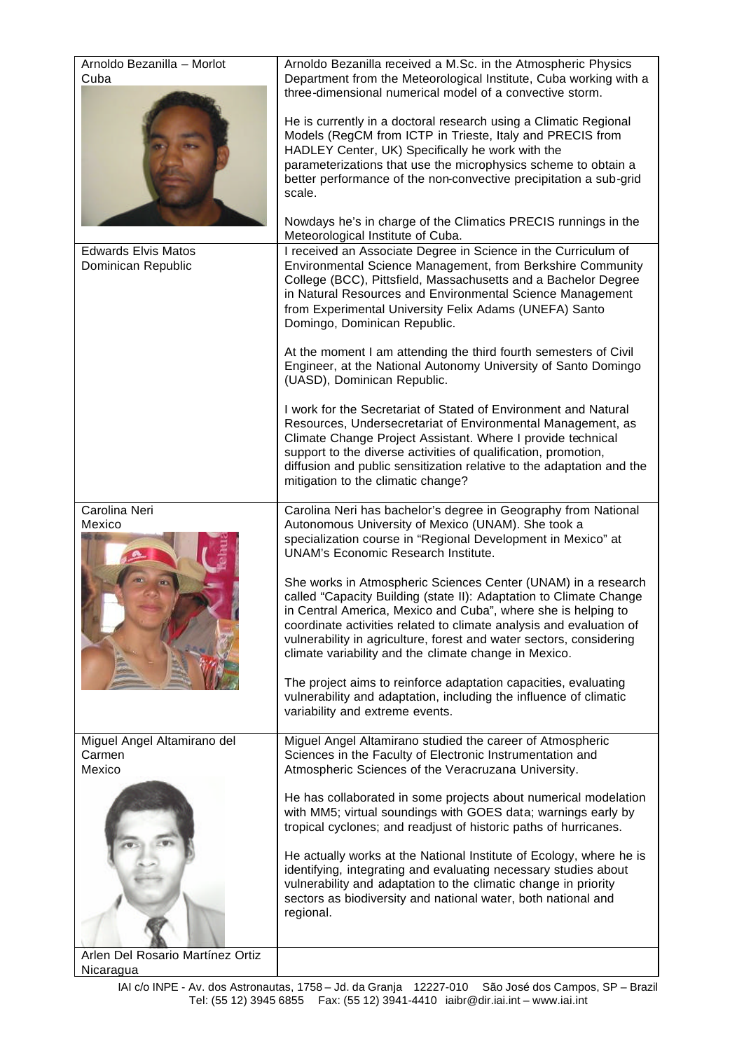| | |
|---|---|
| Arnoldo Bezanilla – Morlot<br>Cuba | Arnoldo Bezanilla received a M.Sc. in the Atmospheric Physics Department from the Meteorological Institute, Cuba working with a three-dimensional numerical model of a convective storm.<br><br>He is currently in a doctoral research using a Climatic Regional Models (RegCM from ICTP in Trieste, Italy and PRECIS from HADLEY Center, UK) Specifically he work with the parameterizations that use the microphysics scheme to obtain a better performance of the non-convective precipitation a sub-grid scale.<br><br>Nowdays he's in charge of the Climatics PRECIS runnings in the Meteorological Institute of Cuba. |
| Edwards Elvis Matos<br>Dominican Republic | I received an Associate Degree in Science in the Curriculum of Environmental Science Management, from Berkshire Community College (BCC), Pittsfield, Massachusetts and a Bachelor Degree in Natural Resources and Environmental Science Management from Experimental University Felix Adams (UNEFA) Santo Domingo, Dominican Republic.<br><br>At the moment I am attending the third fourth semesters of Civil Engineer, at the National Autonomy University of Santo Domingo (UASD), Dominican Republic.<br><br>I work for the Secretariat of Stated of Environment and Natural Resources, Undersecretariat of Environmental Management, as Climate Change Project Assistant. Where I provide technical support to the diverse activities of qualification, promotion, diffusion and public sensitization relative to the adaptation and the mitigation to the climatic change? |
| Carolina Neri<br>Mexico | Carolina Neri has bachelor's degree in Geography from National Autonomous University of Mexico (UNAM). She took a specialization course in "Regional Development in Mexico" at UNAM's Economic Research Institute.<br><br>She works in Atmospheric Sciences Center (UNAM) in a research called "Capacity Building (state II): Adaptation to Climate Change in Central America, Mexico and Cuba", where she is helping to coordinate activities related to climate analysis and evaluation of vulnerability in agriculture, forest and water sectors, considering climate variability and the climate change in Mexico.<br><br>The project aims to reinforce adaptation capacities, evaluating vulnerability and adaptation, including the influence of climatic variability and extreme events. |
| Miguel Angel Altamirano del Carmen<br>Mexico | Miguel Angel Altamirano studied the career of Atmospheric Sciences in the Faculty of Electronic Instrumentation and Atmospheric Sciences of the Veracruzana University.<br><br>He has collaborated in some projects about numerical modelation with MM5; virtual soundings with GOES data; warnings early by tropical cyclones; and readjust of historic paths of hurricanes.<br><br>He actually works at the National Institute of Ecology, where he is identifying, integrating and evaluating necessary studies about vulnerability and adaptation to the climatic change in priority sectors as biodiversity and national water, both national and regional. |
| Arlen Del Rosario Martínez Ortiz<br>Nicaragua | |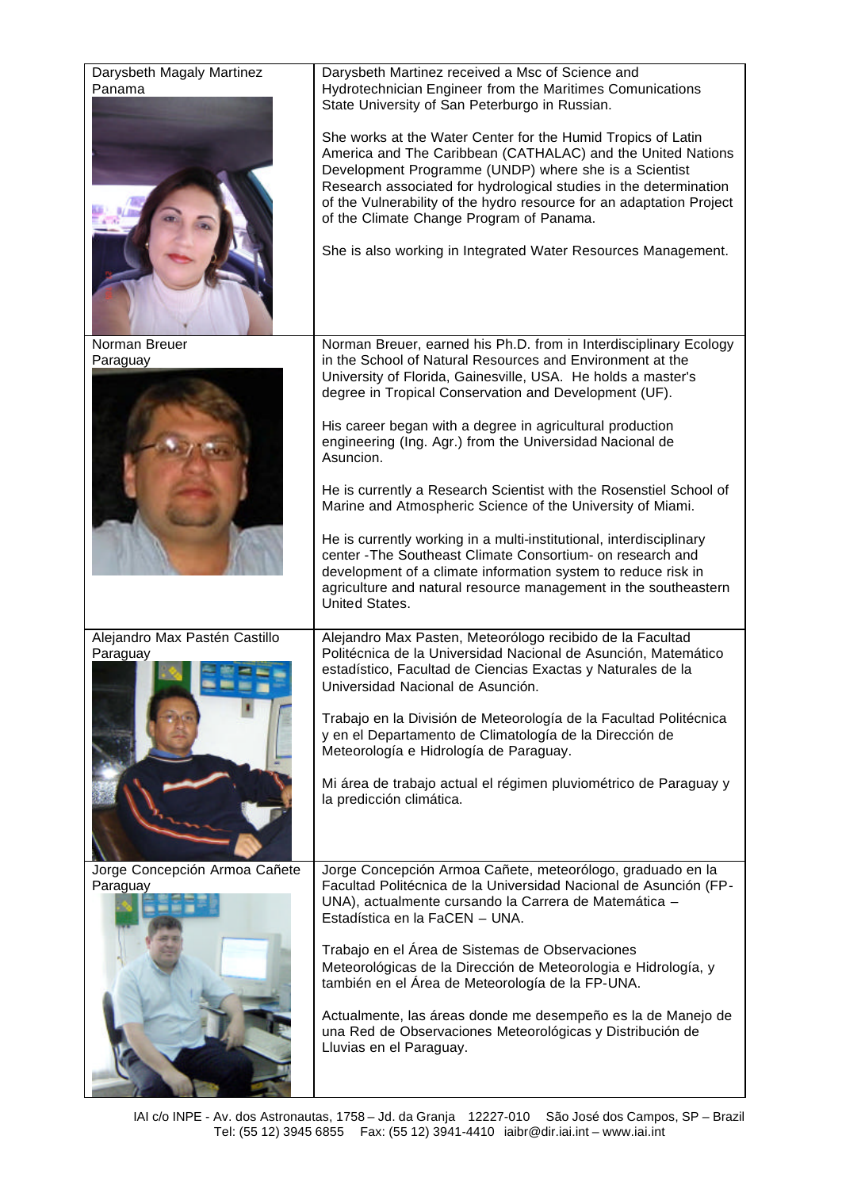| | |
|---|---|
| Darysbeth Magaly Martinez<br>Panama | Darysbeth Martinez received a Msc of Science and Hydrotechnician Engineer from the Maritimes Comunications State University of San Peterburgo in Russian.<br><br>She works at the Water Center for the Humid Tropics of Latin America and The Caribbean (CATHALAC) and the United Nations Development Programme (UNDP) where she is a Scientist Research associated for hydrological studies in the determination of the Vulnerability of the hydro resource for an adaptation Project of the Climate Change Program of Panama.<br><br>She is also working in Integrated Water Resources Management. |
| Norman Breuer<br>Paraguay | Norman Breuer, earned his Ph.D. from in Interdisciplinary Ecology in the School of Natural Resources and Environment at the University of Florida, Gainesville, USA. He holds a master's degree in Tropical Conservation and Development (UF).<br><br>His career began with a degree in agricultural production engineering (Ing. Agr.) from the Universidad Nacional de Asuncion.<br><br>He is currently a Research Scientist with the Rosenstiel School of Marine and Atmospheric Science of the University of Miami.<br><br>He is currently working in a multi-institutional, interdisciplinary center -The Southeast Climate Consortium- on research and development of a climate information system to reduce risk in agriculture and natural resource management in the southeastern United States. |
| Alejandro Max Pastén Castillo<br>Paraguay | Alejandro Max Pasten, Meteorólogo recibido de la Facultad Politécnica de la Universidad Nacional de Asunción, Matemático estadístico, Facultad de Ciencias Exactas y Naturales de la Universidad Nacional de Asunción.<br><br>Trabajo en la División de Meteorología de la Facultad Politécnica y en el Departamento de Climatología de la Dirección de Meteorología e Hidrología de Paraguay.<br><br>Mi área de trabajo actual el régimen pluviométrico de Paraguay y la predicción climática. |
| Jorge Concepción Armoa Cañete<br>Paraguay | Jorge Concepción Armoa Cañete, meteorólogo, graduado en la Facultad Politécnica de la Universidad Nacional de Asunción (FP-UNA), actualmente cursando la Carrera de Matemática – Estadística en la FaCEN – UNA.<br><br>Trabajo en el Área de Sistemas de Observaciones Meteorológicas de la Dirección de Meteorologia e Hidrología, y también en el Área de Meteorología de la FP-UNA.<br><br>Actualmente, las áreas donde me desempeño es la de Manejo de una Red de Observaciones Meteorológicas y Distribución de Lluvias en el Paraguay. |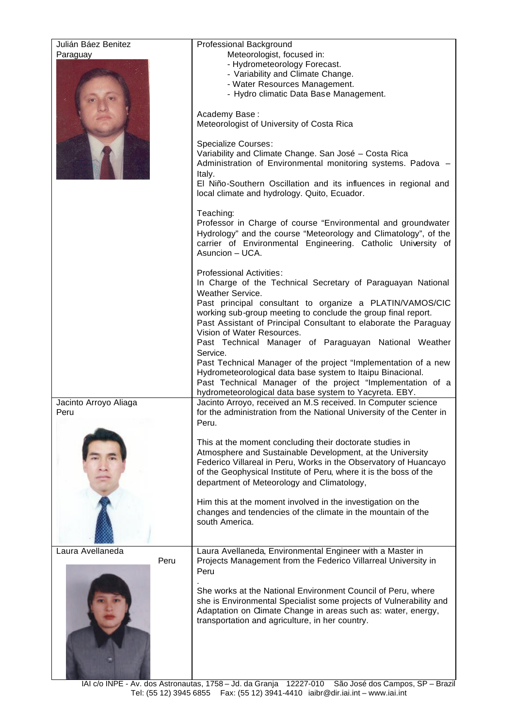| | |
| --- | --- |
| Julián Báez Benitez<br>Paraguay | Professional Background<br>Meteorologist, focused in:<br>- Hydrometeorology Forecast.<br>- Variability and Climate Change.<br>- Water Resources Management.<br>- Hydro climatic Data Base Management.<br><br>Academy Base :<br>Meteorologist of University of Costa Rica<br><br>Specialize Courses:<br>Variability and Climate Change. San José – Costa Rica<br>Administration of Environmental monitoring systems. Padova – Italy.<br>El Niño-Southern Oscillation and its influences in regional and local climate and hydrology. Quito, Ecuador.<br><br>Teaching:<br>Professor in Charge of course "Environmental and groundwater Hydrology" and the course "Meteorology and Climatology", of the carrier of Environmental Engineering. Catholic University of Asuncion – UCA.<br><br>Professional Activities:<br>In Charge of the Technical Secretary of Paraguayan National Weather Service.<br>Past principal consultant to organize a PLATIN/VAMOS/CIC working sub-group meeting to conclude the group final report.<br>Past Assistant of Principal Consultant to elaborate the Paraguay Vision of Water Resources.<br>Past Technical Manager of Paraguayan National Weather Service.<br>Past Technical Manager of the project "Implementation of a new Hydrometeorological data base system to Itaipu Binacional.<br>Past Technical Manager of the project "Implementation of a hydrometeorological data base system to Yacyreta. EBY. |
| Jacinto Arroyo Aliaga<br>Peru | Jacinto Arroyo, received an M.S received. In Computer science for the administration from the National University of the Center in Peru.<br><br>This at the moment concluding their doctorate studies in Atmosphere and Sustainable Development, at the University Federico Villareal in Peru, Works in the Observatory of Huancayo of the Geophysical Institute of Peru, where it is the boss of the department of Meteorology and Climatology,<br><br>Him this at the moment involved in the investigation on the changes and tendencies of the climate in the mountain of the south America. |
| Laura Avellaneda<br>Peru | Laura Avellaneda, Environmental Engineer with a Master in Projects Management from the Federico Villarreal University in Peru<br>.<br>She works at the National Environment Council of Peru, where she is Environmental Specialist some projects of Vulnerability and Adaptation on Climate Change in areas such as: water, energy, transportation and agriculture, in her country. |

IAI c/o INPE - Av. dos Astronautas, 1758 – Jd. da Granja 12227-010 São José dos Campos, SP – Brazil
Tel: (55 12) 3945 6855 Fax: (55 12) 3941-4410 iaibr@dir.iai.int – www.iai.int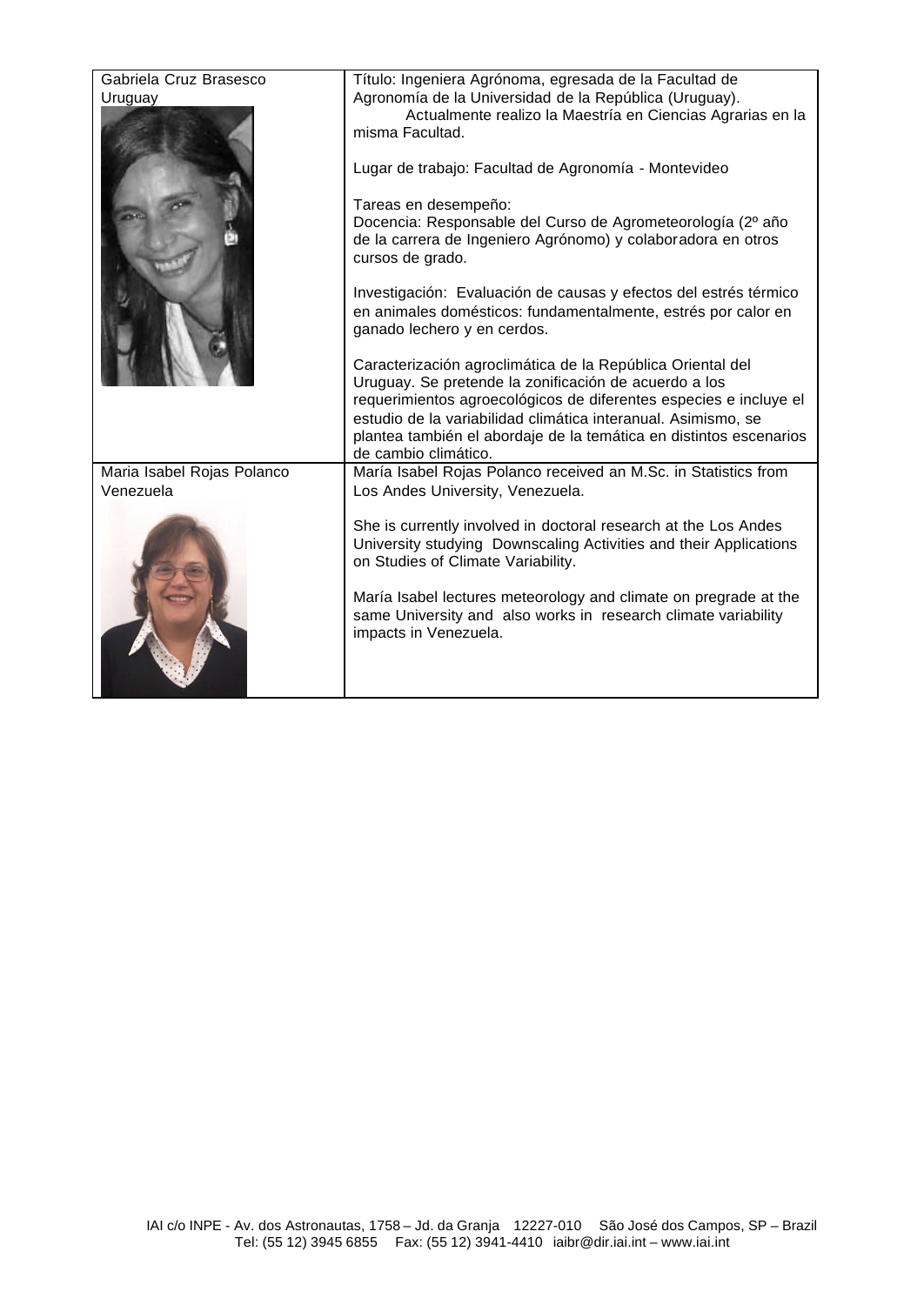| | |
|---|---|
| Gabriela Cruz Brasesco<br>Uruguay | Título: Ingeniera Agrónoma, egresada de la Facultad de Agronomía de la Universidad de la República (Uruguay).<br>Actualmente realizo la Maestría en Ciencias Agrarias en la misma Facultad.<br><br>Lugar de trabajo: Facultad de Agronomía - Montevideo<br><br>Tareas en desempeño:<br>Docencia: Responsable del Curso de Agrometeorología (2º año de la carrera de Ingeniero Agrónomo) y colaboradora en otros cursos de grado.<br><br>Investigación: Evaluación de causas y efectos del estrés térmico en animales domésticos: fundamentalmente, estrés por calor en ganado lechero y en cerdos.<br><br>Caracterización agroclimática de la República Oriental del Uruguay. Se pretende la zonificación de acuerdo a los requerimientos agroecológicos de diferentes especies e incluye el estudio de la variabilidad climática interanual. Asimismo, se plantea también el abordaje de la temática en distintos escenarios de cambio climático. |
| Maria Isabel Rojas Polanco<br>Venezuela | María Isabel Rojas Polanco received an M.Sc. in Statistics from Los Andes University, Venezuela.<br><br>She is currently involved in doctoral research at the Los Andes University studying Downscaling Activities and their Applications on Studies of Climate Variability.<br><br>María Isabel lectures meteorology and climate on pregrade at the same University and also works in research climate variability impacts in Venezuela. |